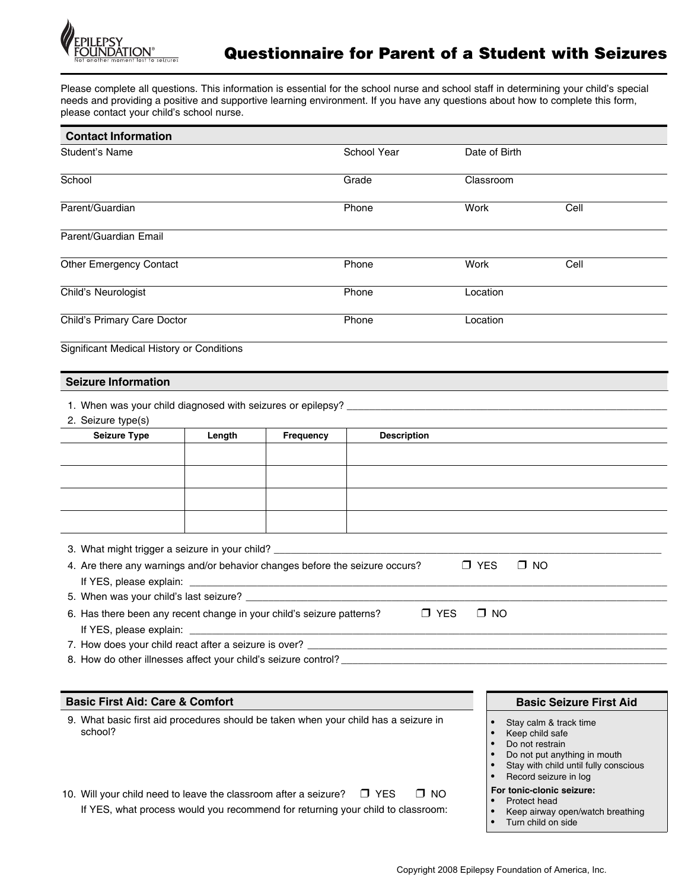EPILEPSY FOUNDATION®
Not another moment lost to seizures

# Questionnaire for Parent of a Student with Seizures

Please complete all questions. This information is essential for the school nurse and school staff in determining your child's special needs and providing a positive and supportive learning environment. If you have any questions about how to complete this form, please contact your child's school nurse.

## Contact Information

| Student's Name | School Year | Date of Birth | |
|---|---|---|---|
| School | Grade | Classroom | |
| Parent/Guardian | Phone | Work | Cell |
| Parent/Guardian Email | | | |
| Other Emergency Contact | Phone | Work | Cell |
| Child's Neurologist | Phone | Location | |
| Child's Primary Care Doctor | Phone | Location | |
| Significant Medical History or Conditions | | | |

## Seizure Information

1. When was your child diagnosed with seizures or epilepsy? ______________________________
2. Seizure type(s)

| Seizure Type | Length | Frequency | Description |
|---|---|---|---|
| | | | |
| | | | |
| | | | |
| | | | |

3. What might trigger a seizure in your child? ______________________________
4. Are there any warnings and/or behavior changes before the seizure occurs? ❒ YES ❒ NO
   If YES, please explain: ______________________________
5. When was your child's last seizure? ______________________________
6. Has there been any recent change in your child's seizure patterns? ❒ YES ❒ NO
   If YES, please explain: ______________________________
7. How does your child react after a seizure is over? ______________________________
8. How do other illnesses affect your child's seizure control? ______________________________

## Basic First Aid: Care & Comfort

9. What basic first aid procedures should be taken when your child has a seizure in school?

10. Will your child need to leave the classroom after a seizure? ❒ YES ❒ NO
    If YES, what process would you recommend for returning your child to classroom:

### Basic Seizure First Aid

- Stay calm & track time
- Keep child safe
- Do not restrain
- Do not put anything in mouth
- Stay with child until fully conscious
- Record seizure in log

**For tonic-clonic seizure:**

- Protect head
- Keep airway open/watch breathing
- Turn child on side

Copyright 2008 Epilepsy Foundation of America, Inc.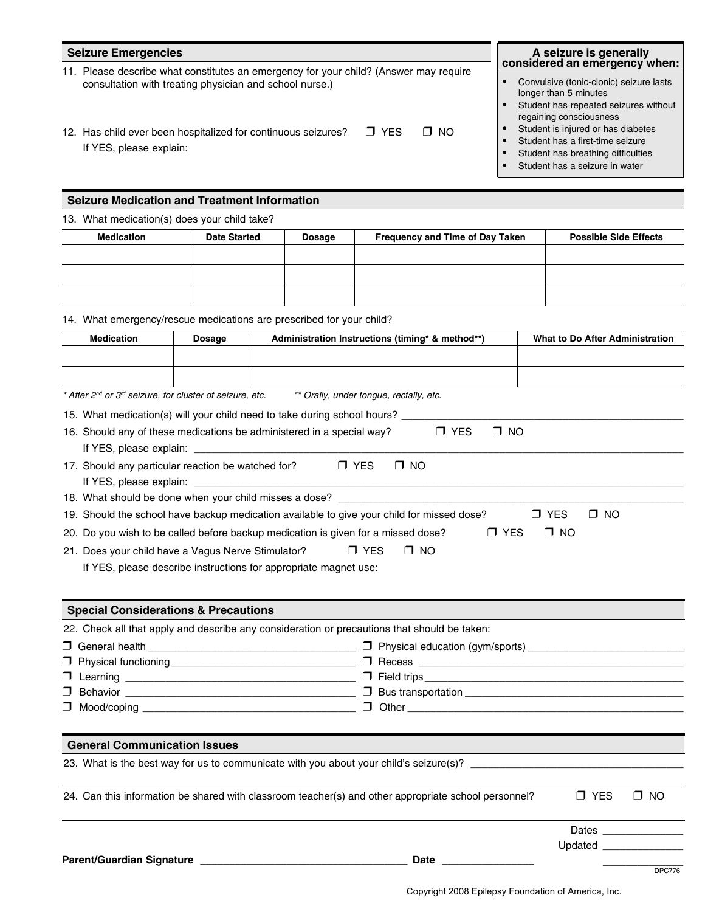## Seizure Emergencies

11. Please describe what constitutes an emergency for your child? (Answer may require consultation with treating physician and school nurse.)

12. Has child ever been hospitalized for continuous seizures? ❒ YES ❒ NO
    If YES, please explain:

### A seizure is generally considered an emergency when:

- Convulsive (tonic-clonic) seizure lasts longer than 5 minutes
- Student has repeated seizures without regaining consciousness
- Student is injured or has diabetes
- Student has a first-time seizure
- Student has breathing difficulties
- Student has a seizure in water

## Seizure Medication and Treatment Information

13. What medication(s) does your child take?

| Medication | Date Started | Dosage | Frequency and Time of Day Taken | Possible Side Effects |
|---|---|---|---|---|
| | | | | |
| | | | | |
| | | | | |

14. What emergency/rescue medications are prescribed for your child?

| Medication | Dosage | Administration Instructions (timing* & method**) | What to Do After Administration |
|---|---|---|---|
| | | | |
| | | | |

*\* After 2nd or 3rd seizure, for cluster of seizure, etc. \*\* Orally, under tongue, rectally, etc.*

15. What medication(s) will your child need to take during school hours? ______________________________
16. Should any of these medications be administered in a special way? ❒ YES ❒ NO
    If YES, please explain: ______________________________
17. Should any particular reaction be watched for? ❒ YES ❒ NO
    If YES, please explain: ______________________________
18. What should be done when your child misses a dose? ______________________________
19. Should the school have backup medication available to give your child for missed dose? ❒ YES ❒ NO
20. Do you wish to be called before backup medication is given for a missed dose? ❒ YES ❒ NO
21. Does your child have a Vagus Nerve Stimulator? ❒ YES ❒ NO
    If YES, please describe instructions for appropriate magnet use:

## Special Considerations & Precautions

22. Check all that apply and describe any consideration or precautions that should be taken:

❒ General health ______________________________
❒ Physical functioning ______________________________
❒ Learning ______________________________
❒ Behavior ______________________________
❒ Mood/coping ______________________________
❒ Physical education (gym/sports) ______________________________
❒ Recess ______________________________
❒ Field trips ______________________________
❒ Bus transportation ______________________________
❒ Other ______________________________

## General Communication Issues

23. What is the best way for us to communicate with you about your child's seizure(s)? ______________________________

24. Can this information be shared with classroom teacher(s) and other appropriate school personnel? ❒ YES ❒ NO

Dates ______________
Updated ______________
______________

**Parent/Guardian Signature** ______________________________ **Date** ________________

DPC776

Copyright 2008 Epilepsy Foundation of America, Inc.